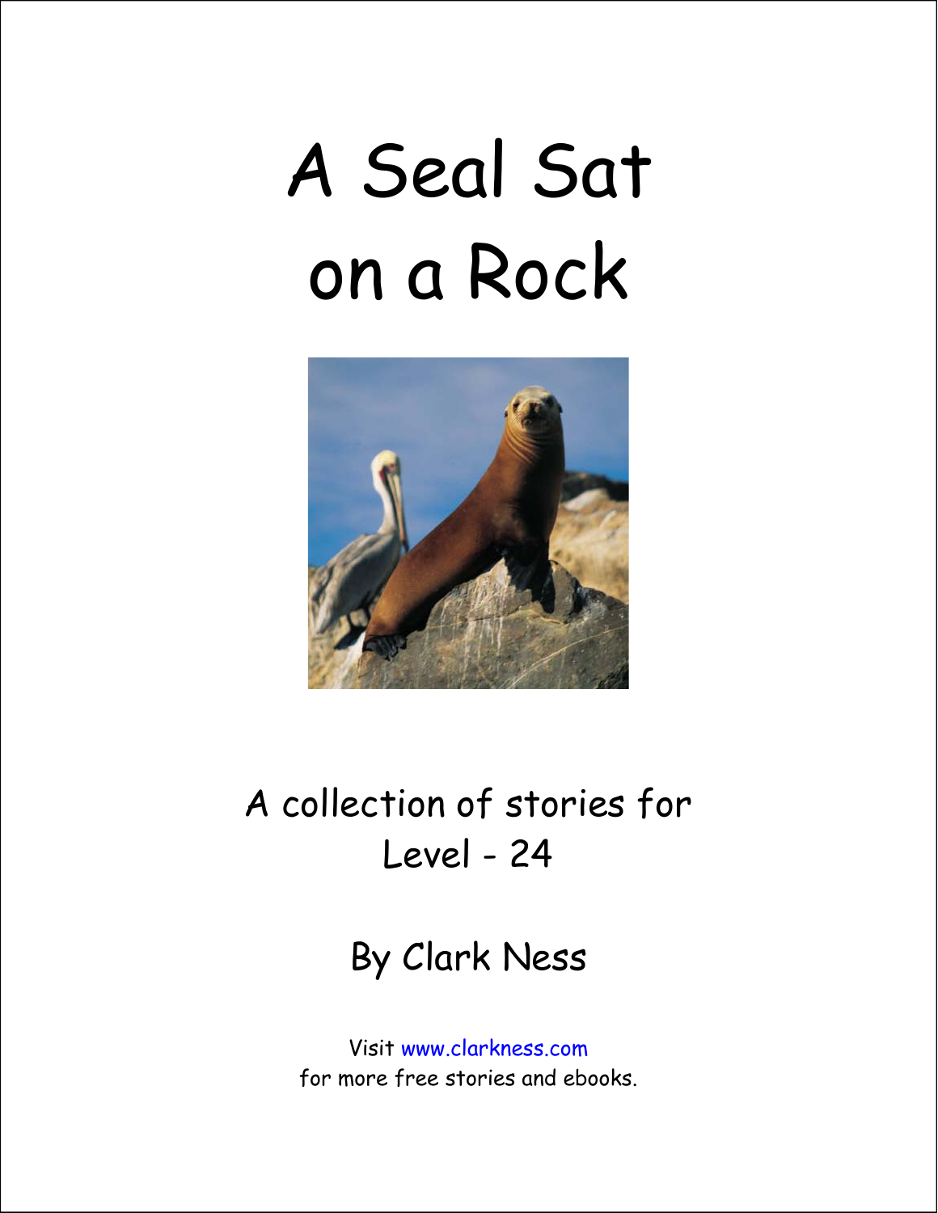# A Seal Sat on a Rock

A collection of stories for Level - 24

By Clark Ness

Visit www.clarkness.com for more free stories and ebooks.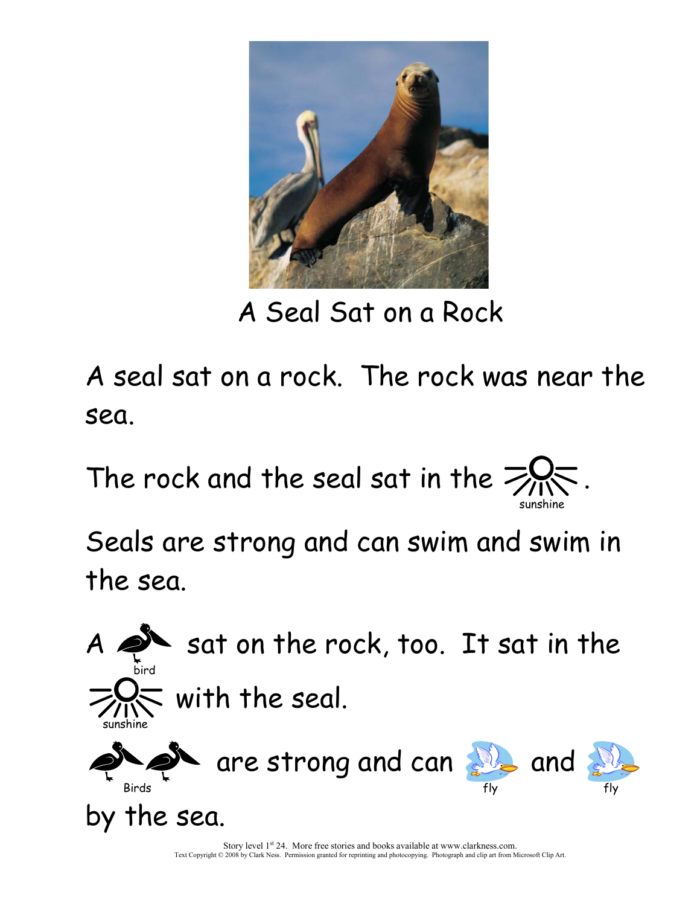# A Seal Sat on a Rock

A seal sat on a rock. The rock was near the sea.

The rock and the seal sat in the sunshine.

Seals are strong and can swim and swim in the sea.

A bird sat on the rock, too. It sat in the sunshine with the seal.

Birds are strong and can fly and fly by the sea.

Story level 1st 24. More free stories and books available at www.clarkness.com.
Text Copyright © 2008 by Clark Ness. Permission granted for reprinting and photocopying. Photograph and clip art from Microsoft Clip Art.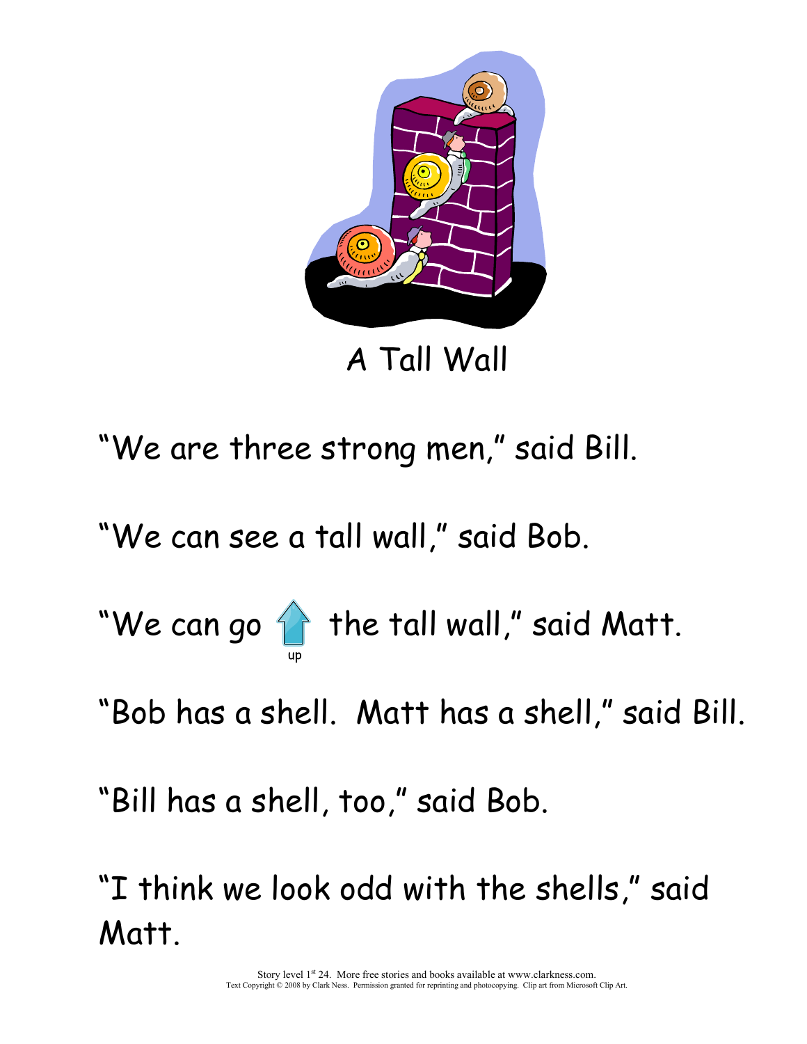# A Tall Wall

"We are three strong men," said Bill.

"We can see a tall wall," said Bob.

"We can go up the tall wall," said Matt.

"Bob has a shell. Matt has a shell," said Bill.

"Bill has a shell, too," said Bob.

"I think we look odd with the shells," said Matt.

Story level 1st 24. More free stories and books available at www.clarkness.com.
Text Copyright © 2008 by Clark Ness. Permission granted for reprinting and photocopying. Clip art from Microsoft Clip Art.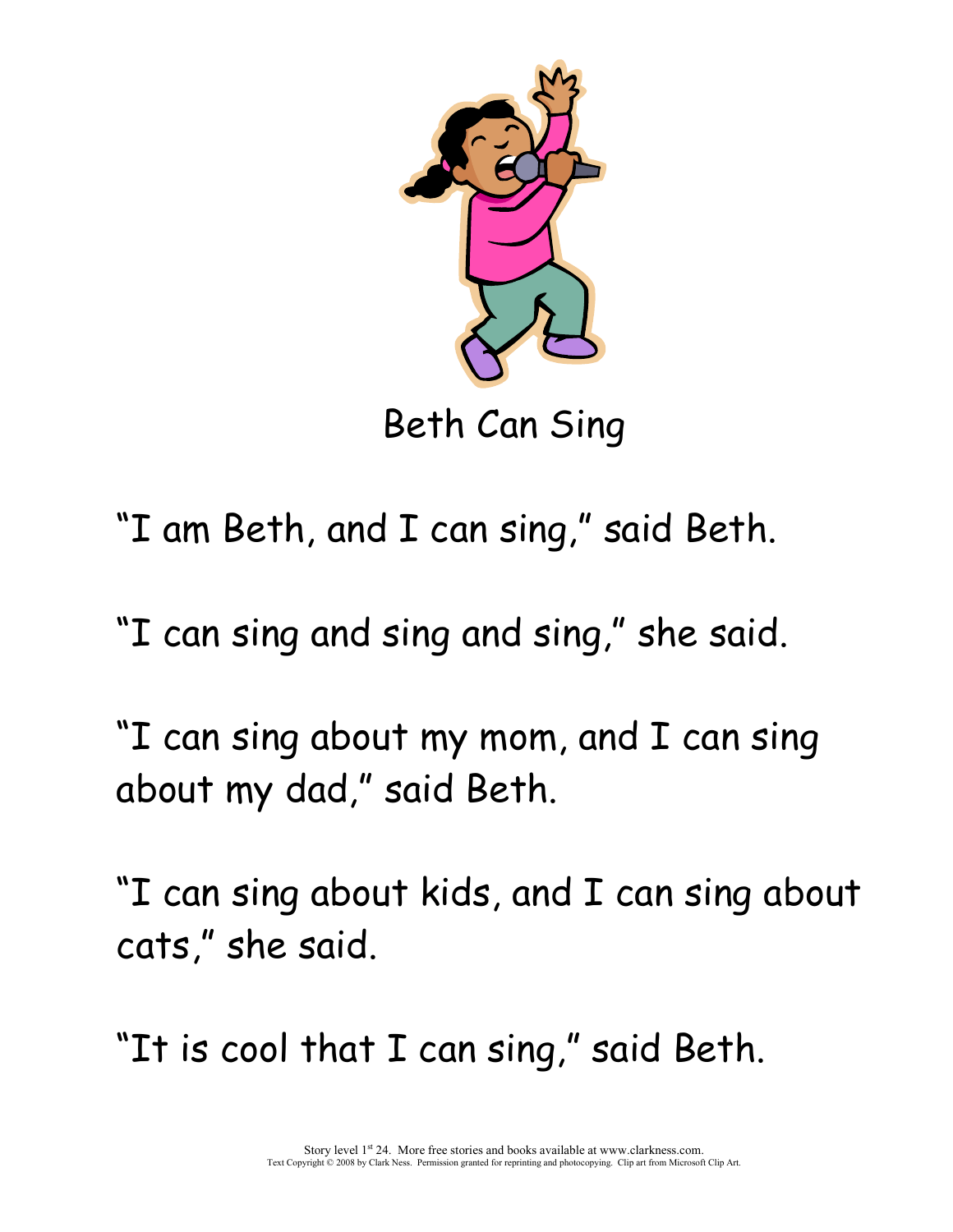# Beth Can Sing

"I am Beth, and I can sing," said Beth.

"I can sing and sing and sing," she said.

"I can sing about my mom, and I can sing about my dad," said Beth.

"I can sing about kids, and I can sing about cats," she said.

"It is cool that I can sing," said Beth.

Story level 1st 24. More free stories and books available at www.clarkness.com.
Text Copyright © 2008 by Clark Ness. Permission granted for reprinting and photocopying. Clip art from Microsoft Clip Art.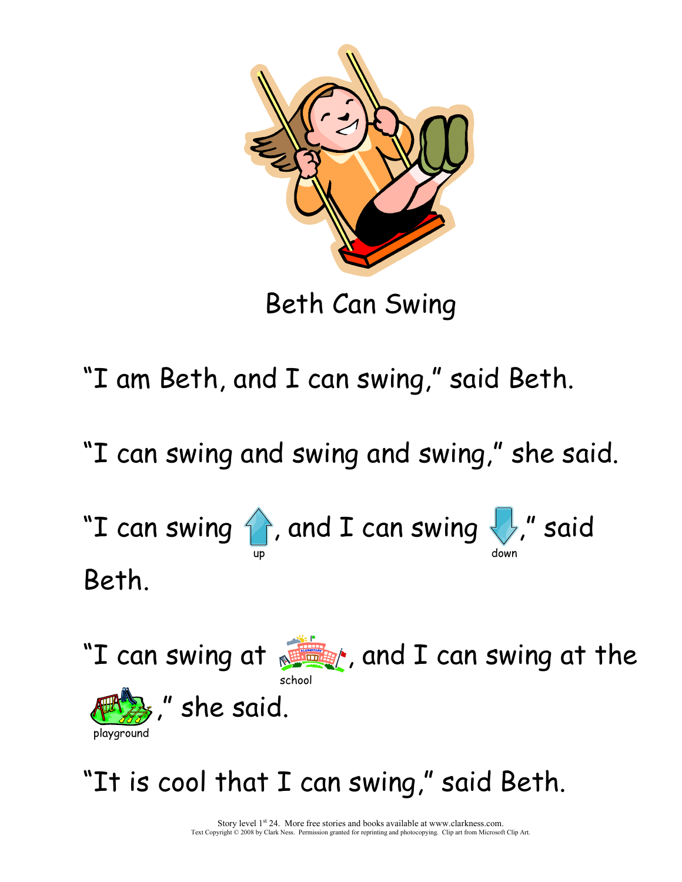# Beth Can Swing

"I am Beth, and I can swing," said Beth.

"I can swing and swing and swing," she said.

"I can swing up, and I can swing down," said Beth.

"I can swing at school, and I can swing at the playground," she said.

"It is cool that I can swing," said Beth.

Story level 1st 24. More free stories and books available at www.clarkness.com.
Text Copyright © 2008 by Clark Ness. Permission granted for reprinting and photocopying. Clip art from Microsoft Clip Art.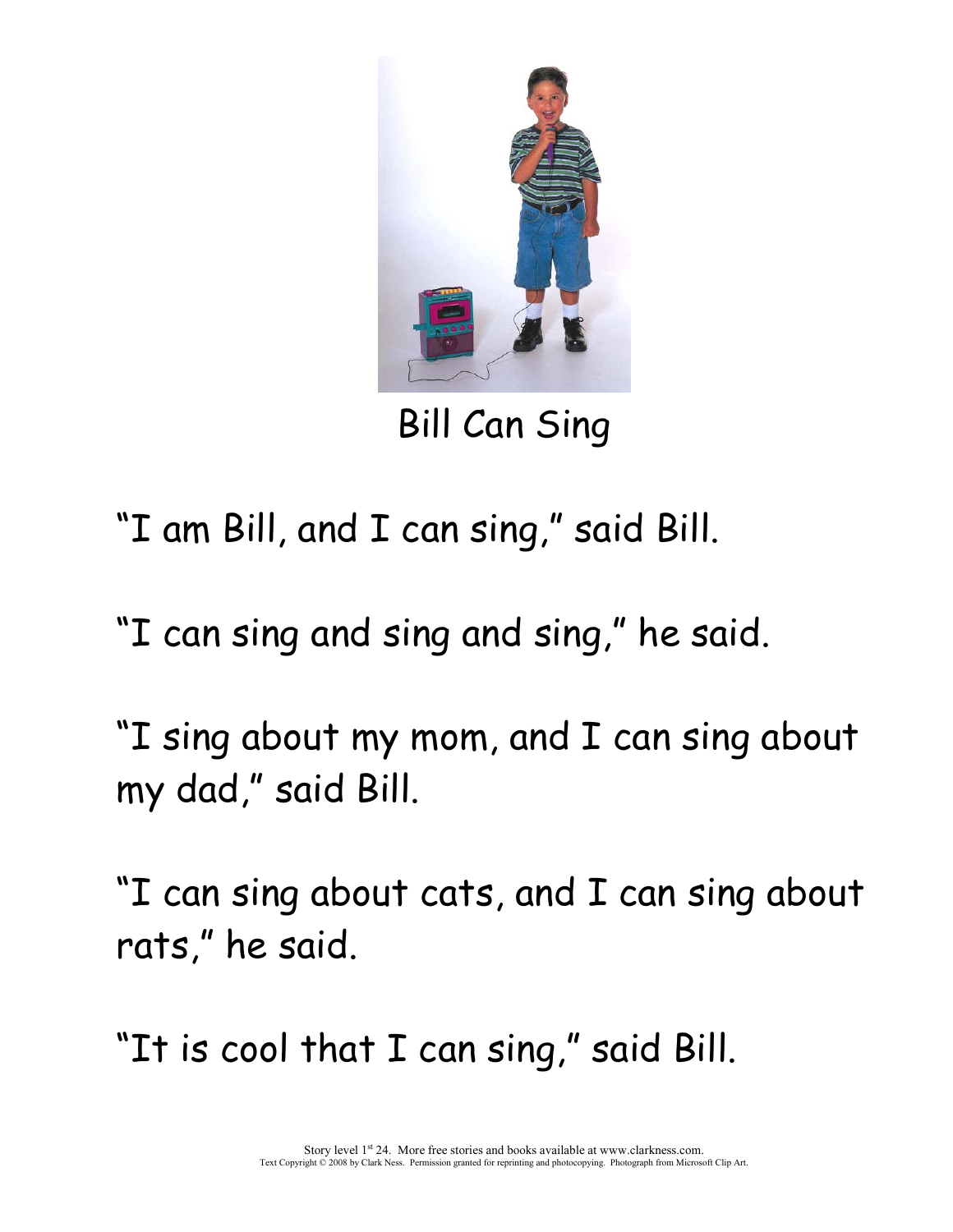# Bill Can Sing

"I am Bill, and I can sing," said Bill.

"I can sing and sing and sing," he said.

"I sing about my mom, and I can sing about my dad," said Bill.

"I can sing about cats, and I can sing about rats," he said.

"It is cool that I can sing," said Bill.

Story level 1st 24. More free stories and books available at www.clarkness.com.
Text Copyright © 2008 by Clark Ness. Permission granted for reprinting and photocopying. Photograph from Microsoft Clip Art.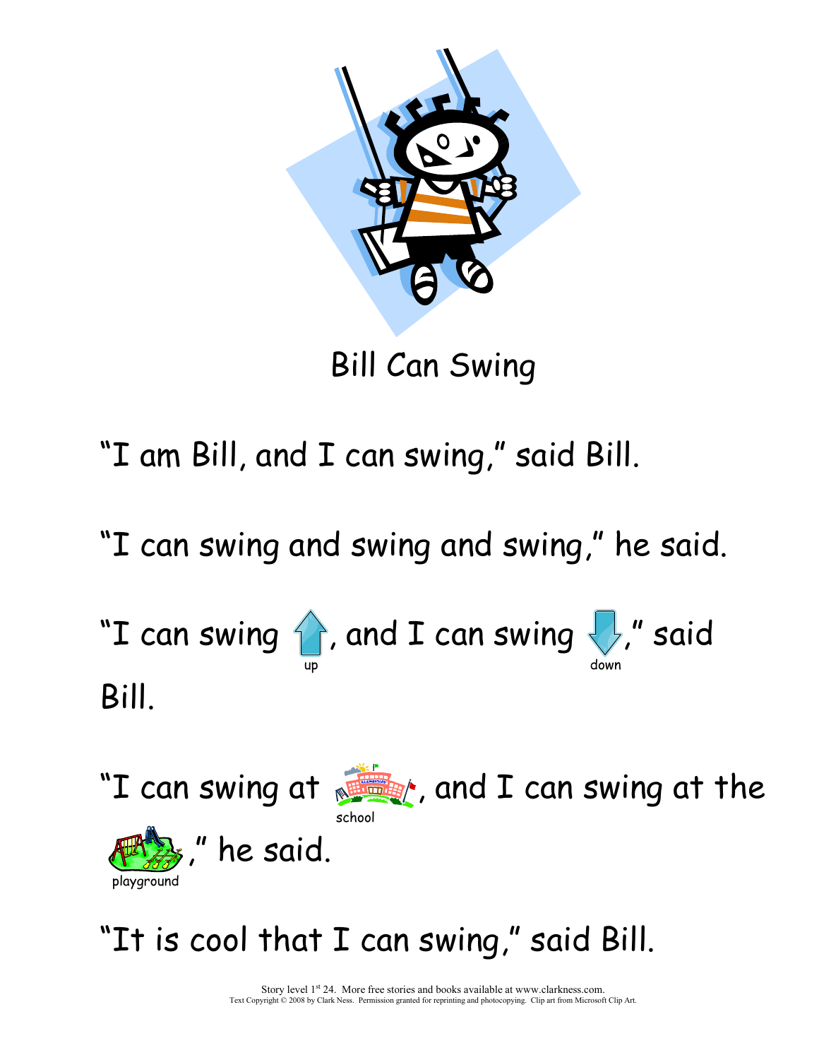# Bill Can Swing

"I am Bill, and I can swing," said Bill.

"I can swing and swing and swing," he said.

"I can swing up, and I can swing down," said Bill.

"I can swing at school, and I can swing at the playground," he said.

"It is cool that I can swing," said Bill.

Story level 1st 24. More free stories and books available at www.clarkness.com.
Text Copyright © 2008 by Clark Ness. Permission granted for reprinting and photocopying. Clip art from Microsoft Clip Art.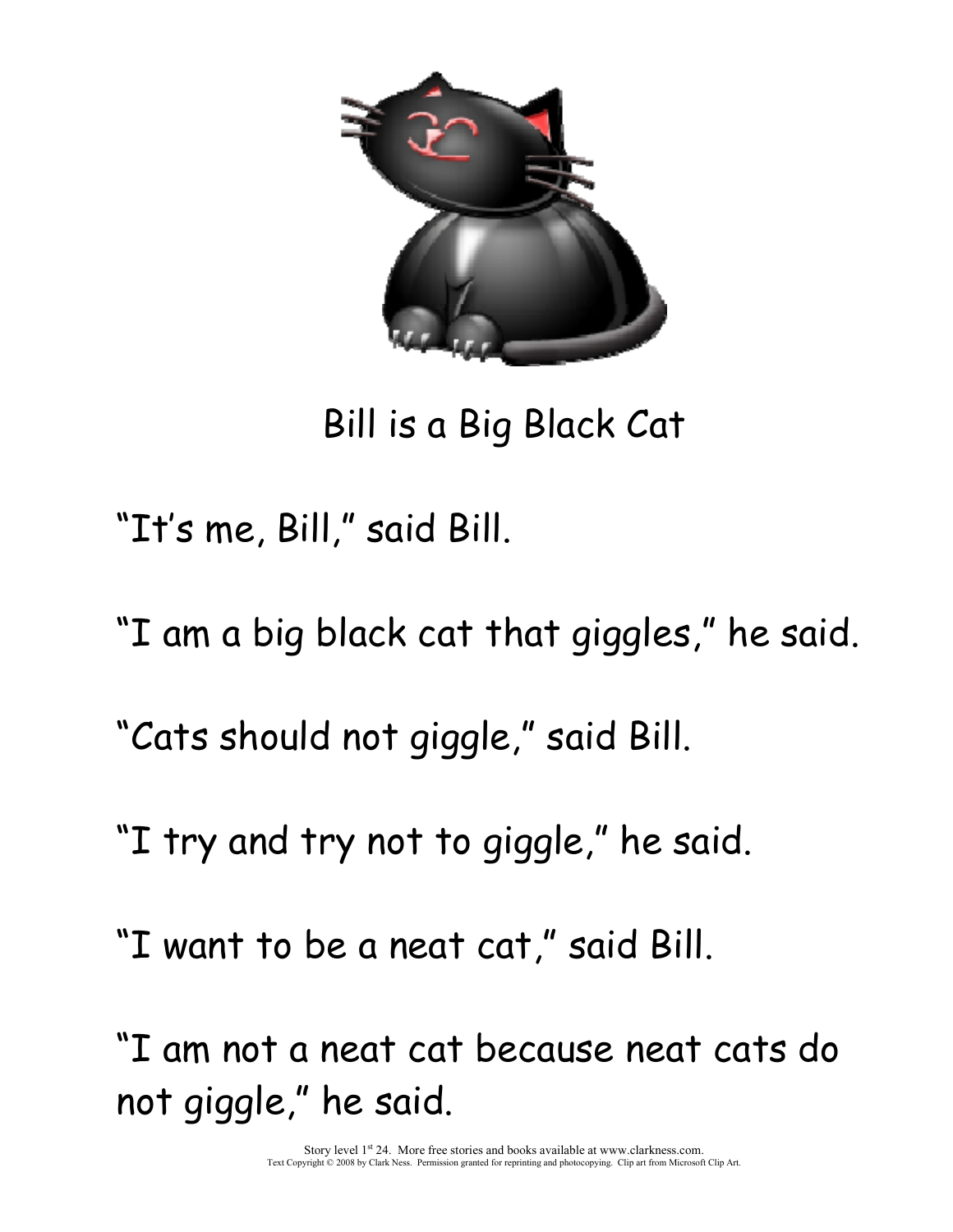Bill is a Big Black Cat

"It's me, Bill," said Bill.

"I am a big black cat that *giggles*," he said.

"Cats should not *giggle*," said Bill.

"I try and try not to *giggle*," he said.

"I want to be a neat cat," said Bill.

"I am not a neat cat because neat cats do not *giggle*," he said.

Story level 1st 24. More free stories and books available at www.clarkness.com.
Text Copyright © 2008 by Clark Ness. Permission granted for reprinting and photocopying. Clip art from Microsoft Clip Art.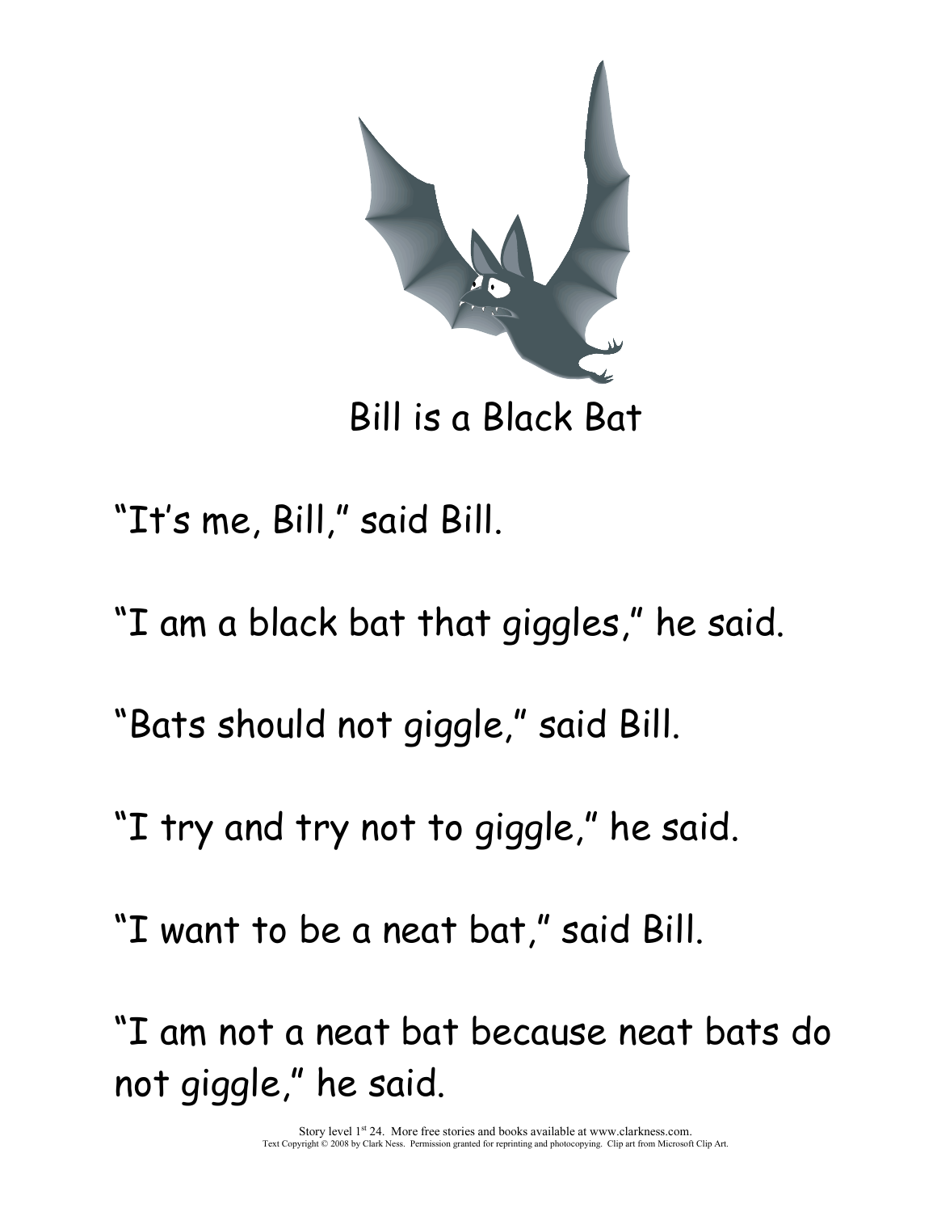Bill is a Black Bat

"It's me, Bill," said Bill.

"I am a black bat that *giggles*," he said.

"Bats should not *giggle*," said Bill.

"I try and try not to *giggle*," he said.

"I want to be a neat bat," said Bill.

"I am not a neat bat because neat bats do not *giggle*," he said.

Story level 1st 24. More free stories and books available at www.clarkness.com.
Text Copyright © 2008 by Clark Ness. Permission granted for reprinting and photocopying. Clip art from Microsoft Clip Art.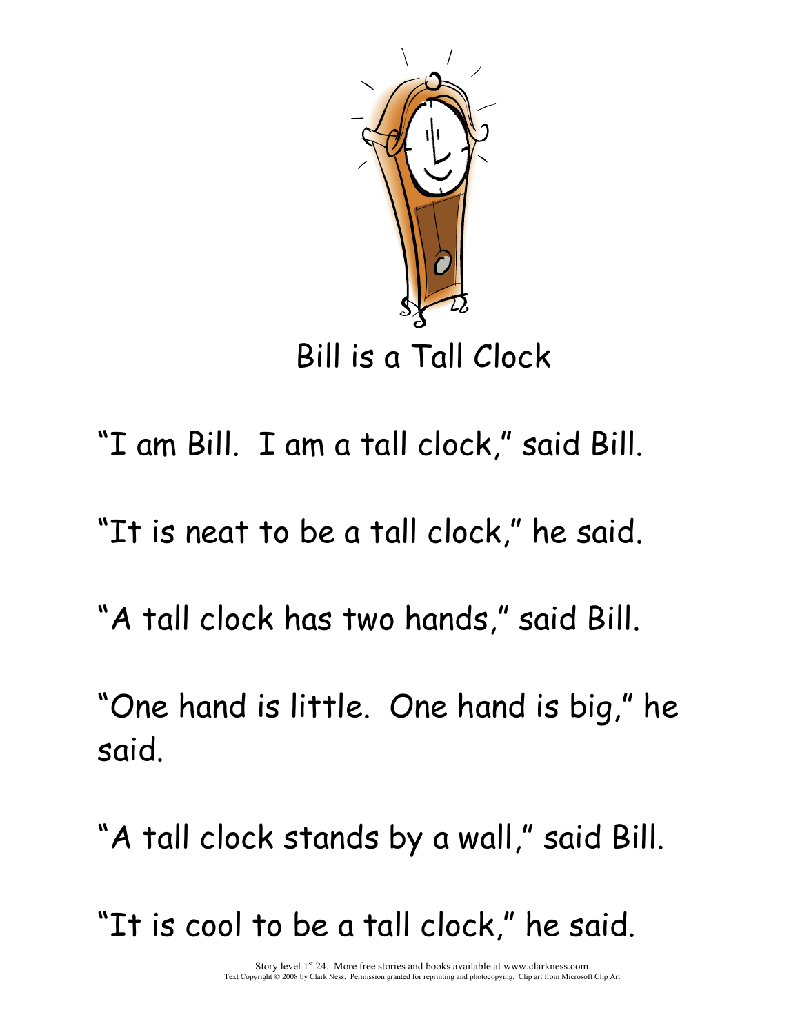# Bill is a Tall Clock

"I am Bill. I am a tall clock," said Bill.

"It is neat to be a tall clock," he said.

"A tall clock has two hands," said Bill.

"One hand is little. One hand is big," he said.

"A tall clock stands by a wall," said Bill.

"It is cool to be a tall clock," he said.

Story level 1st 24. More free stories and books available at www.clarkness.com.
Text Copyright © 2008 by Clark Ness. Permission granted for reprinting and photocopying. Clip art from Microsoft Clip Art.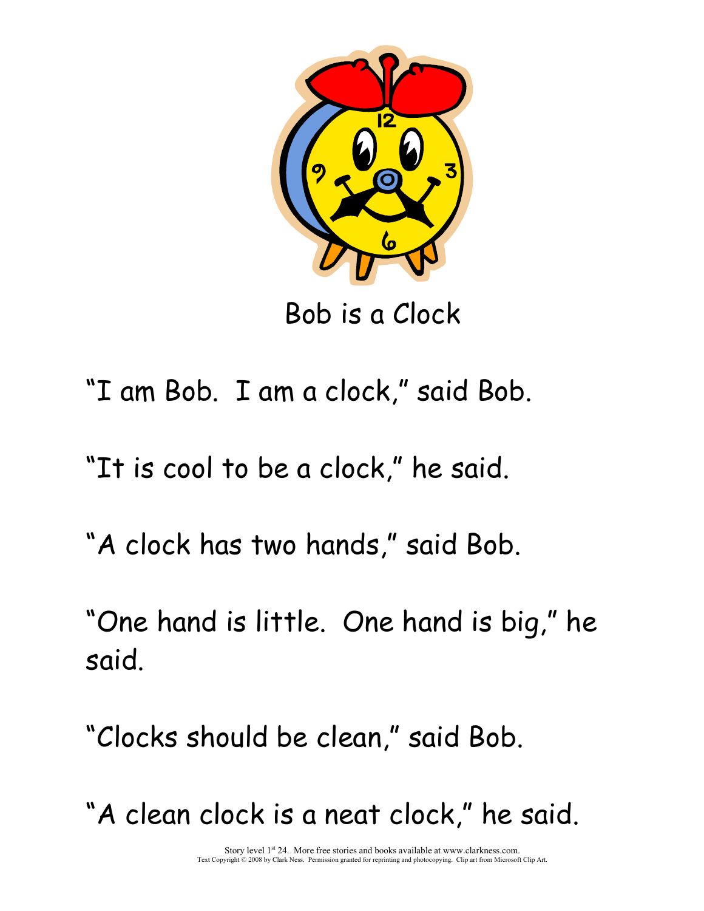# Bob is a Clock

"I am Bob. I am a clock," said Bob.

"It is cool to be a clock," he said.

"A clock has two hands," said Bob.

"One hand is little. One hand is big," he said.

"Clocks should be clean," said Bob.

"A clean clock is a neat clock," he said.

Story level 1st 24. More free stories and books available at www.clarkness.com.
Text Copyright © 2008 by Clark Ness. Permission granted for reprinting and photocopying. Clip art from Microsoft Clip Art.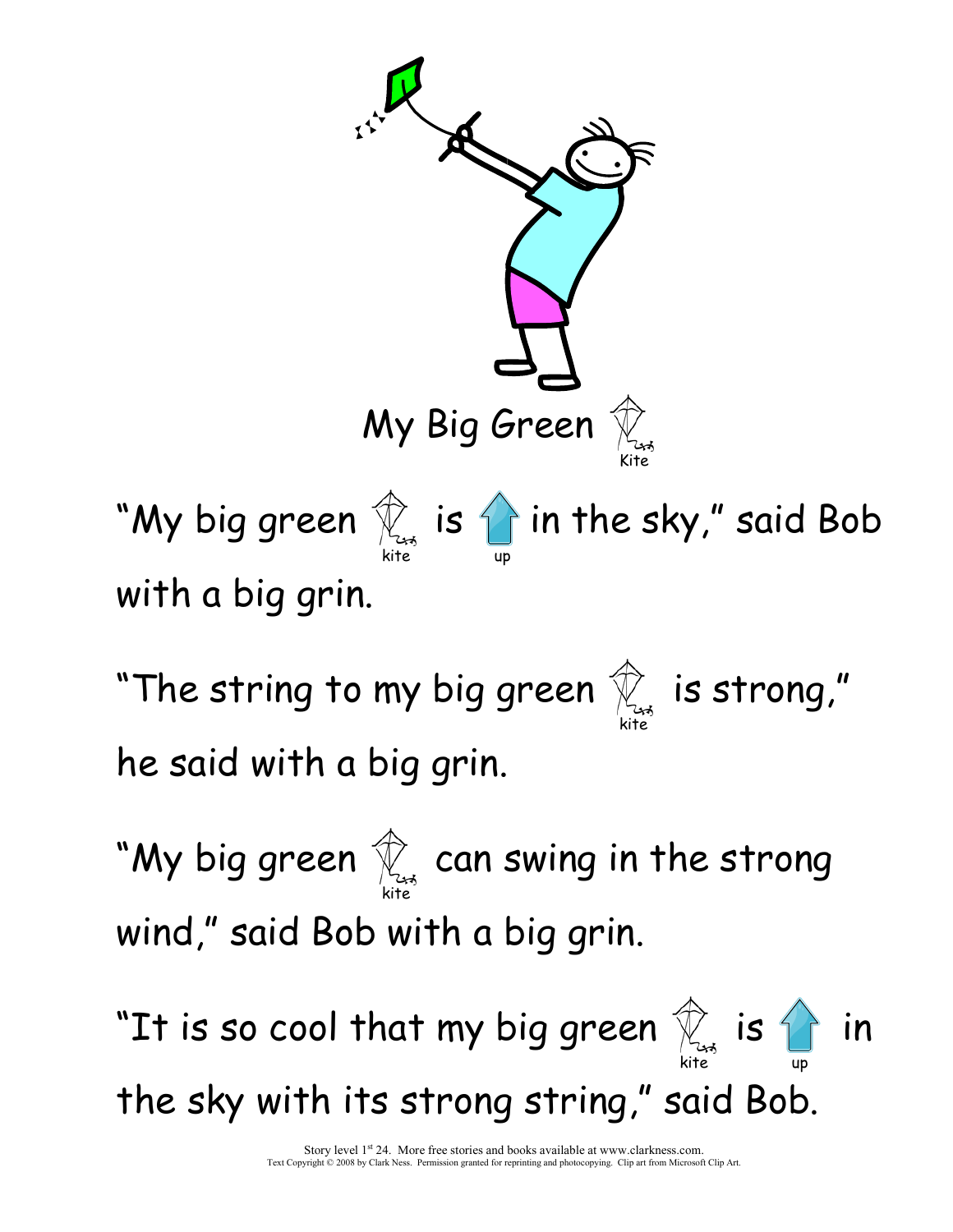# My Big Green Kite

"My big green kite is up in the sky," said Bob with a big grin.

"The string to my big green kite is strong," he said with a big grin.

"My big green kite can swing in the strong wind," said Bob with a big grin.

"It is so cool that my big green kite is up in the sky with its strong string," said Bob.

Story level 1st 24. More free stories and books available at www.clarkness.com.
Text Copyright © 2008 by Clark Ness. Permission granted for reprinting and photocopying. Clip art from Microsoft Clip Art.